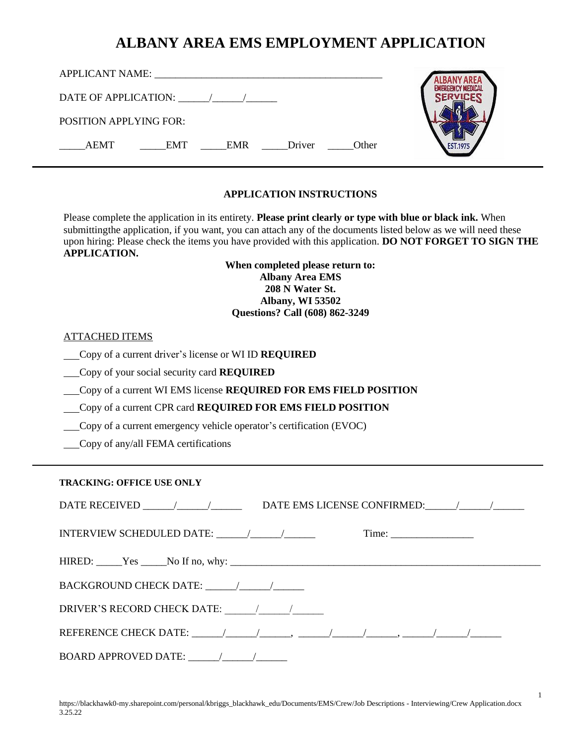# ALBANY AREA EMS EMPLOYMENT APPLICATION

APPLICANT NAME: _____________________________________________

DATE OF APPLICATION: ______/______/______

POSITION APPLYING FOR:

_____AEMT _____EMT _____EMR _____Driver _____Other

---

### APPLICATION INSTRUCTIONS

Please complete the application in its entirety. **Please print clearly or type with blue or black ink.** When submittingthe application, if you want, you can attach any of the documents listed below as we will need these upon hiring: Please check the items you have provided with this application. **DO NOT FORGET TO SIGN THE APPLICATION.**

**When completed please return to:**
**Albany Area EMS**
**208 N Water St.**
**Albany, WI 53502**
**Questions? Call (608) 862-3249**

ATTACHED ITEMS

___Copy of a current driver's license or WI ID **REQUIRED**

___Copy of your social security card **REQUIRED**

___Copy of a current WI EMS license **REQUIRED FOR EMS FIELD POSITION**

___Copy of a current CPR card **REQUIRED FOR EMS FIELD POSITION**

___Copy of a current emergency vehicle operator's certification (EVOC)

___Copy of any/all FEMA certifications

---

**TRACKING: OFFICE USE ONLY**

DATE RECEIVED ______/______/______ DATE EMS LICENSE CONFIRMED:______/______/______

INTERVIEW SCHEDULED DATE: ______/______/______ Time: ________________

HIRED: _____Yes _____No If no, why: _______________________________________________________________

BACKGROUND CHECK DATE: ______/______/______

DRIVER'S RECORD CHECK DATE: ______/______/______

REFERENCE CHECK DATE: ______/______/______, ______/______/______, ______/______/______

BOARD APPROVED DATE: ______/______/______

https://blackhawk0-my.sharepoint.com/personal/kbriggs_blackhawk_edu/Documents/EMS/Crew/Job Descriptions - Interviewing/Crew Application.docx
3.25.22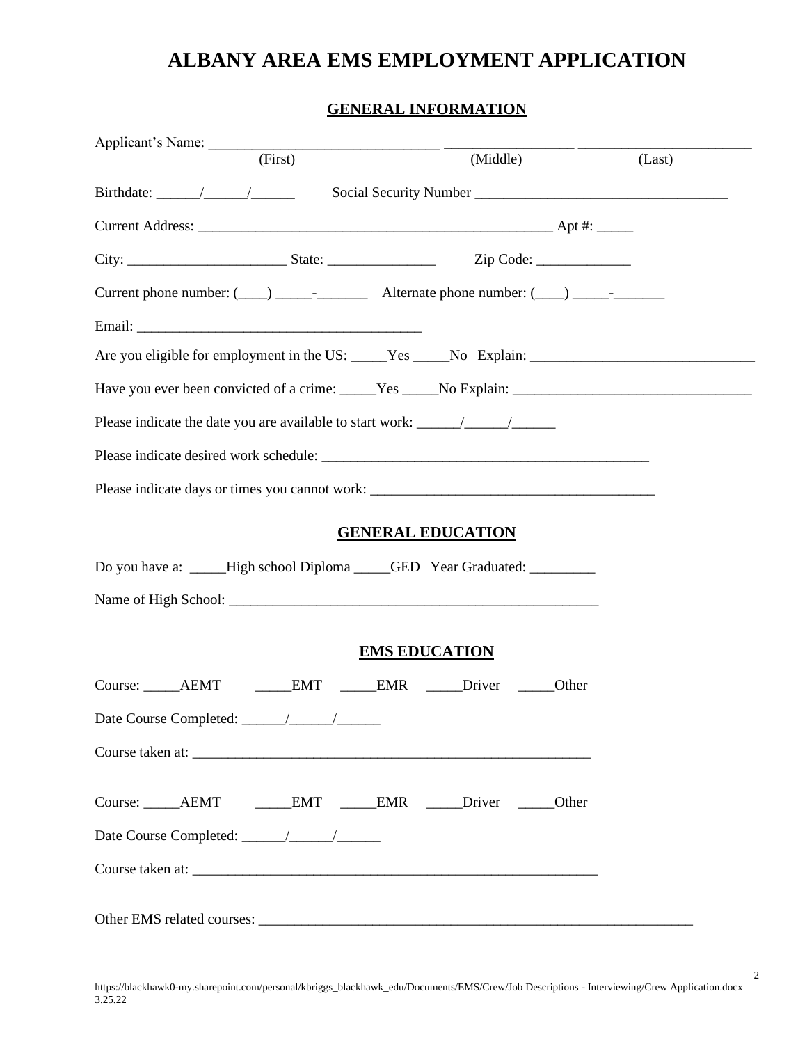# ALBANY AREA EMS EMPLOYMENT APPLICATION

## GENERAL INFORMATION

Applicant's Name: ________________________________ __________________ ________________________
(First) (Middle) (Last)

Birthdate: ______/______/______ Social Security Number ___________________________________

Current Address: __________________________________________________ Apt #: _____

City: ______________________ State: _______________ Zip Code: _____________

Current phone number: (____) _____-_______ Alternate phone number: (____) _____-_______

Email: ________________________________________

Are you eligible for employment in the US: _____Yes _____No Explain: _______________________________

Have you ever been convicted of a crime: _____Yes _____No Explain: _________________________________

Please indicate the date you are available to start work: ______/______/______

Please indicate desired work schedule: _______________________________________________

Please indicate days or times you cannot work: _______________________________________

## GENERAL EDUCATION

Do you have a: _____High school Diploma _____GED Year Graduated: _________

Name of High School: ____________________________________________________

## EMS EDUCATION

Course: _____AEMT _____EMT _____EMR _____Driver _____Other

Date Course Completed: ______/______/______

Course taken at: _________________________________________________________

Course: _____AEMT _____EMT _____EMR _____Driver _____Other

Date Course Completed: ______/______/______

Course taken at: __________________________________________________________

Other EMS related courses: _______________________________________________________________

https://blackhawk0-my.sharepoint.com/personal/kbriggs_blackhawk_edu/Documents/EMS/Crew/Job Descriptions - Interviewing/Crew Application.docx
3.25.22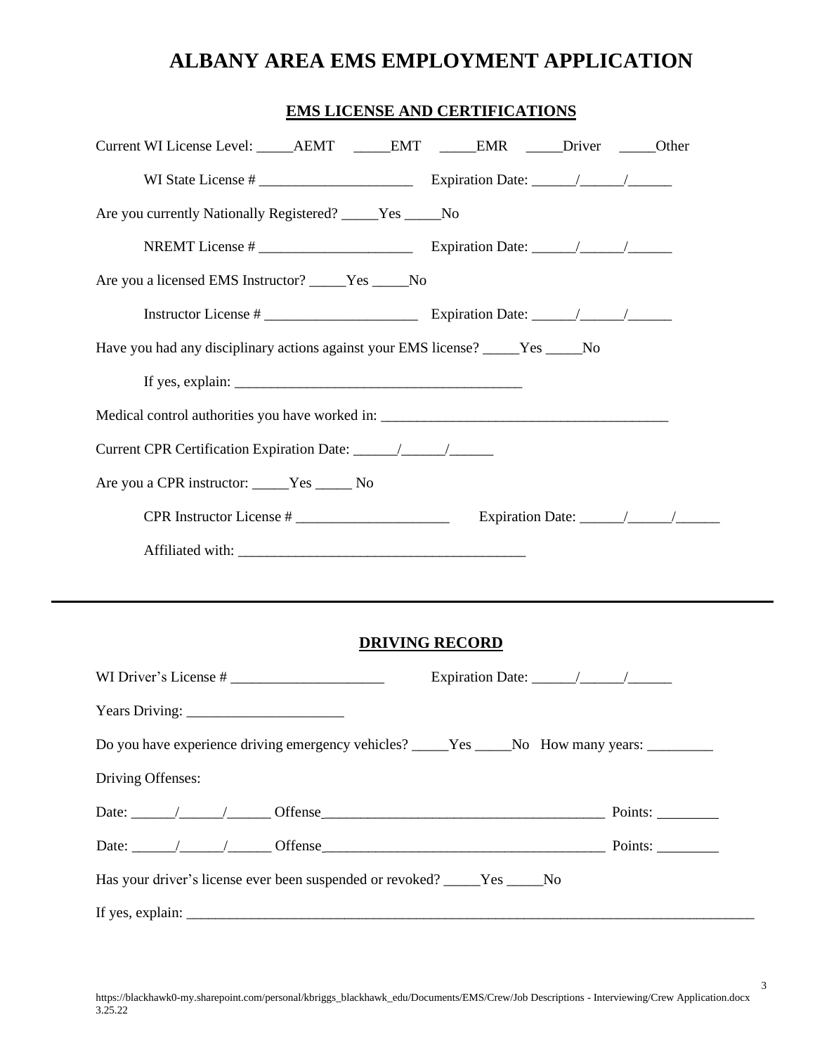# ALBANY AREA EMS EMPLOYMENT APPLICATION

## EMS LICENSE AND CERTIFICATIONS

Current WI License Level: _____AEMT _____EMT _____EMR _____Driver _____Other

WI State License # _____________________ Expiration Date: ______/______/______

Are you currently Nationally Registered? _____Yes _____No

NREMT License # _____________________ Expiration Date: ______/______/______

Are you a licensed EMS Instructor? _____Yes _____No

Instructor License # _____________________ Expiration Date: ______/______/______

Have you had any disciplinary actions against your EMS license? _____Yes _____No

If yes, explain: _______________________________________

Medical control authorities you have worked in: _______________________________________

Current CPR Certification Expiration Date: ______/______/______

Are you a CPR instructor: _____Yes _____ No

CPR Instructor License # _____________________ Expiration Date: ______/______/______

Affiliated with: _______________________________________

---

## DRIVING RECORD

WI Driver's License # _____________________ Expiration Date: ______/______/______

Years Driving: _____________________

Do you have experience driving emergency vehicles? _____Yes _____No How many years: _________

Driving Offenses:

Date: ______/______/______ Offense_______________________________________ Points: ________

Date: ______/______/______ Offense_______________________________________ Points: ________

Has your driver's license ever been suspended or revoked? _____Yes _____No

If yes, explain: _______________________________________________________________________________

https://blackhawk0-my.sharepoint.com/personal/kbriggs_blackhawk_edu/Documents/EMS/Crew/Job Descriptions - Interviewing/Crew Application.docx
3.25.22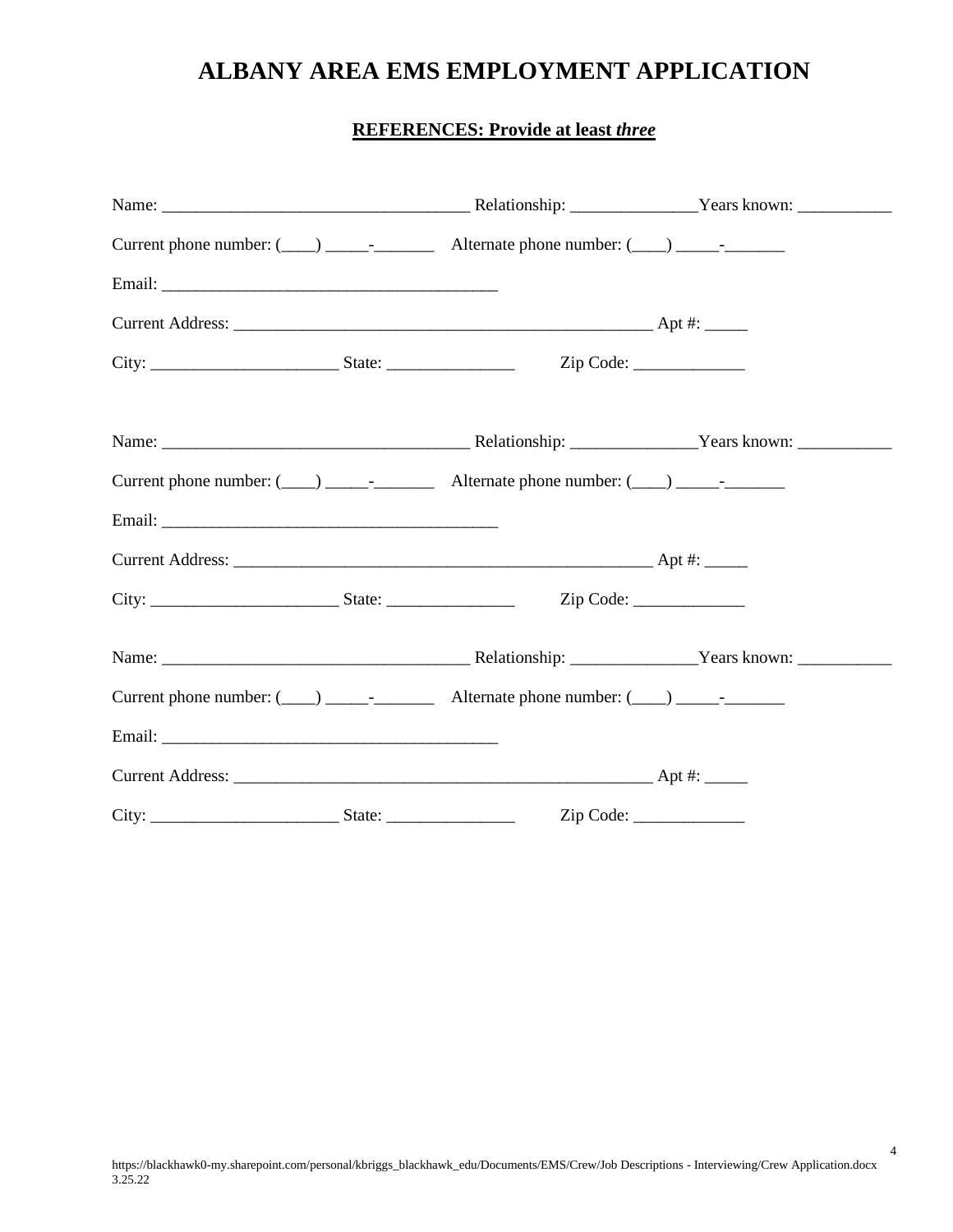# ALBANY AREA EMS EMPLOYMENT APPLICATION

**REFERENCES: Provide at least *three***

Name: ___________________________________ Relationship: ______________Years known: ___________

Current phone number: (____) _____-_______ Alternate phone number: (____) _____-_______

Email: _______________________________________

Current Address: _______________________________________________ Apt #: _____

City: _____________________ State: ______________ Zip Code: _____________

Name: ___________________________________ Relationship: ______________Years known: ___________

Current phone number: (____) _____-_______ Alternate phone number: (____) _____-_______

Email: _______________________________________

Current Address: _______________________________________________ Apt #: _____

City: _____________________ State: ______________ Zip Code: _____________

Name: ___________________________________ Relationship: ______________Years known: ___________

Current phone number: (____) _____-_______ Alternate phone number: (____) _____-_______

Email: _______________________________________

Current Address: _______________________________________________ Apt #: _____

City: _____________________ State: ______________ Zip Code: _____________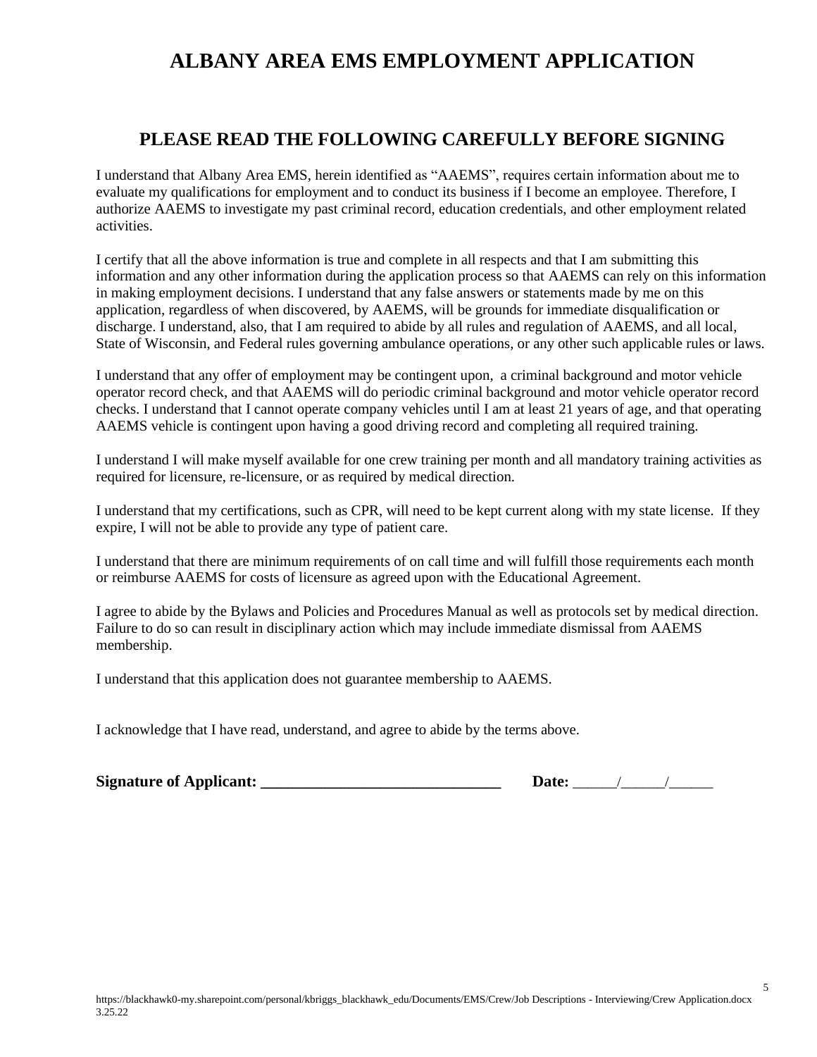# ALBANY AREA EMS EMPLOYMENT APPLICATION

## PLEASE READ THE FOLLOWING CAREFULLY BEFORE SIGNING

I understand that Albany Area EMS, herein identified as "AAEMS", requires certain information about me to evaluate my qualifications for employment and to conduct its business if I become an employee. Therefore, I authorize AAEMS to investigate my past criminal record, education credentials, and other employment related activities.

I certify that all the above information is true and complete in all respects and that I am submitting this information and any other information during the application process so that AAEMS can rely on this information in making employment decisions. I understand that any false answers or statements made by me on this application, regardless of when discovered, by AAEMS, will be grounds for immediate disqualification or discharge. I understand, also, that I am required to abide by all rules and regulation of AAEMS, and all local, State of Wisconsin, and Federal rules governing ambulance operations, or any other such applicable rules or laws.

I understand that any offer of employment may be contingent upon, a criminal background and motor vehicle operator record check, and that AAEMS will do periodic criminal background and motor vehicle operator record checks. I understand that I cannot operate company vehicles until I am at least 21 years of age, and that operating AAEMS vehicle is contingent upon having a good driving record and completing all required training.

I understand I will make myself available for one crew training per month and all mandatory training activities as required for licensure, re-licensure, or as required by medical direction.

I understand that my certifications, such as CPR, will need to be kept current along with my state license. If they expire, I will not be able to provide any type of patient care.

I understand that there are minimum requirements of on call time and will fulfill those requirements each month or reimburse AAEMS for costs of licensure as agreed upon with the Educational Agreement.

I agree to abide by the Bylaws and Policies and Procedures Manual as well as protocols set by medical direction. Failure to do so can result in disciplinary action which may include immediate dismissal from AAEMS membership.

I understand that this application does not guarantee membership to AAEMS.

I acknowledge that I have read, understand, and agree to abide by the terms above.

**Signature of Applicant:** ______________________________ **Date:** ______/______/______

https://blackhawk0-my.sharepoint.com/personal/kbriggs_blackhawk_edu/Documents/EMS/Crew/Job Descriptions - Interviewing/Crew Application.docx
3.25.22